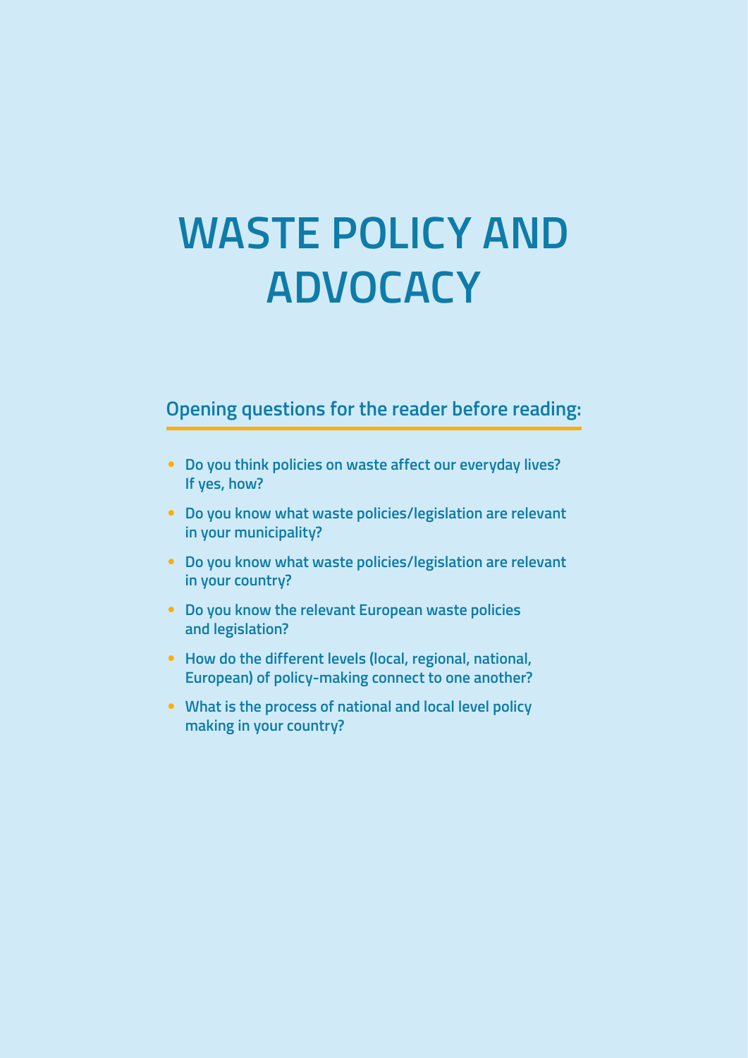# WASTE POLICY AND ADVOCACY

## Opening questions for the reader before reading:

- Do you think policies on waste affect our everyday lives? If yes, how?
- Do you know what waste policies/legislation are relevant in your municipality?
- Do you know what waste policies/legislation are relevant in your country?
- Do you know the relevant European waste policies and legislation?
- How do the different levels (local, regional, national, European) of policy-making connect to one another?
- What is the process of national and local level policy making in your country?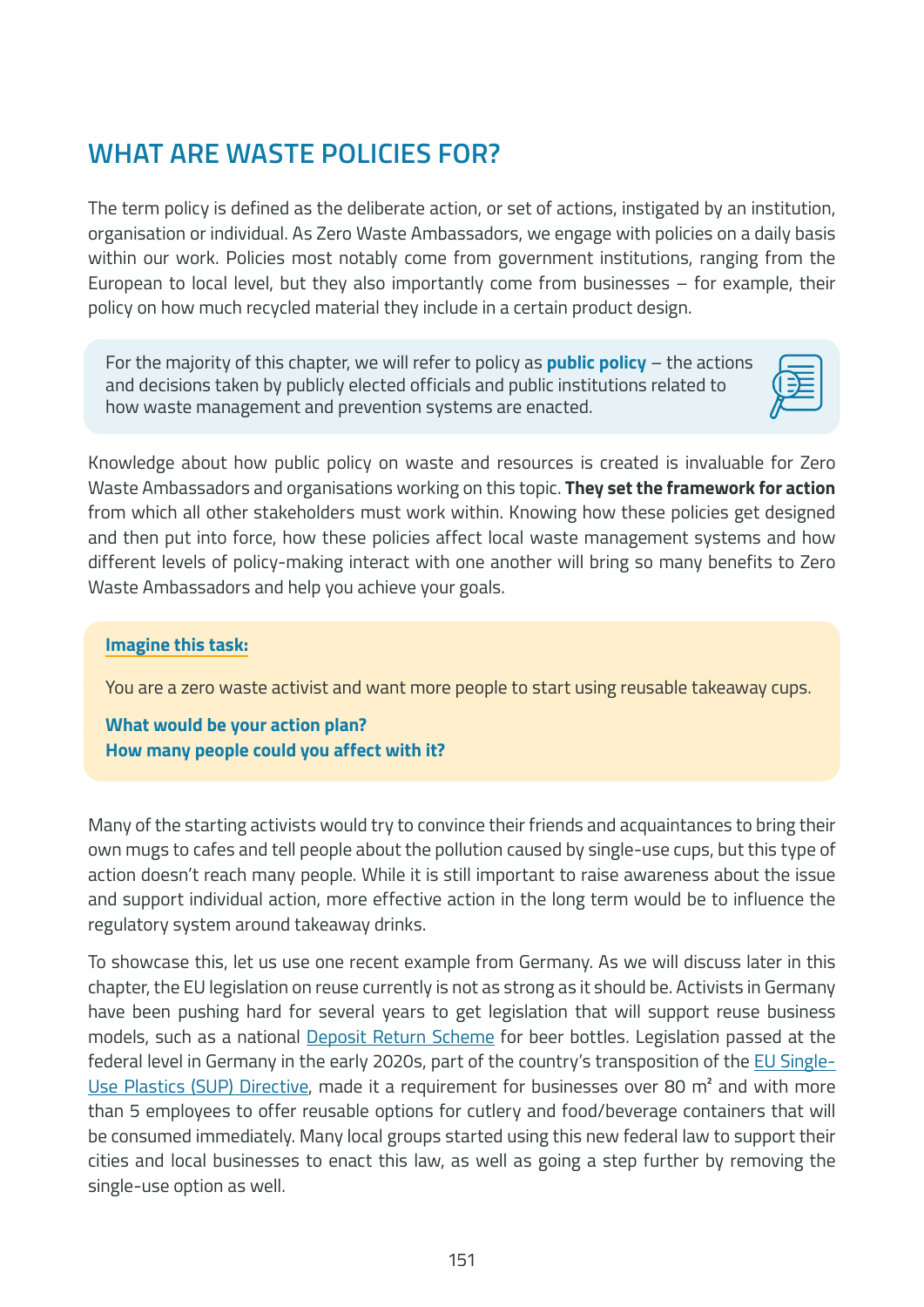## WHAT ARE WASTE POLICIES FOR?

The term policy is defined as the deliberate action, or set of actions, instigated by an institution, organisation or individual. As Zero Waste Ambassadors, we engage with policies on a daily basis within our work. Policies most notably come from government institutions, ranging from the European to local level, but they also importantly come from businesses – for example, their policy on how much recycled material they include in a certain product design.

For the majority of this chapter, we will refer to policy as **public policy** – the actions and decisions taken by publicly elected officials and public institutions related to how waste management and prevention systems are enacted.

Knowledge about how public policy on waste and resources is created is invaluable for Zero Waste Ambassadors and organisations working on this topic. **They set the framework for action** from which all other stakeholders must work within. Knowing how these policies get designed and then put into force, how these policies affect local waste management systems and how different levels of policy-making interact with one another will bring so many benefits to Zero Waste Ambassadors and help you achieve your goals.

**Imagine this task:**

You are a zero waste activist and want more people to start using reusable takeaway cups.

**What would be your action plan?**
**How many people could you affect with it?**

Many of the starting activists would try to convince their friends and acquaintances to bring their own mugs to cafes and tell people about the pollution caused by single-use cups, but this type of action doesn't reach many people. While it is still important to raise awareness about the issue and support individual action, more effective action in the long term would be to influence the regulatory system around takeaway drinks.

To showcase this, let us use one recent example from Germany. As we will discuss later in this chapter, the EU legislation on reuse currently is not as strong as it should be. Activists in Germany have been pushing hard for several years to get legislation that will support reuse business models, such as a national Deposit Return Scheme for beer bottles. Legislation passed at the federal level in Germany in the early 2020s, part of the country's transposition of the EU Single-Use Plastics (SUP) Directive, made it a requirement for businesses over 80 m² and with more than 5 employees to offer reusable options for cutlery and food/beverage containers that will be consumed immediately. Many local groups started using this new federal law to support their cities and local businesses to enact this law, as well as going a step further by removing the single-use option as well.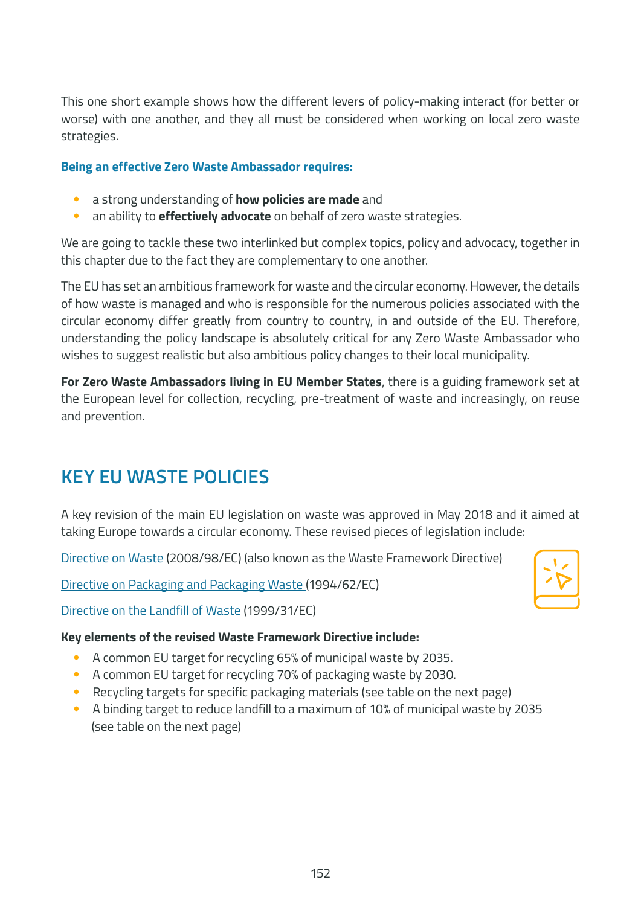This one short example shows how the different levers of policy-making interact (for better or worse) with one another, and they all must be considered when working on local zero waste strategies.

**Being an effective Zero Waste Ambassador requires:**

- a strong understanding of **how policies are made** and
- an ability to **effectively advocate** on behalf of zero waste strategies.

We are going to tackle these two interlinked but complex topics, policy and advocacy, together in this chapter due to the fact they are complementary to one another.

The EU has set an ambitious framework for waste and the circular economy. However, the details of how waste is managed and who is responsible for the numerous policies associated with the circular economy differ greatly from country to country, in and outside of the EU. Therefore, understanding the policy landscape is absolutely critical for any Zero Waste Ambassador who wishes to suggest realistic but also ambitious policy changes to their local municipality.

**For Zero Waste Ambassadors living in EU Member States**, there is a guiding framework set at the European level for collection, recycling, pre-treatment of waste and increasingly, on reuse and prevention.

## KEY EU WASTE POLICIES

A key revision of the main EU legislation on waste was approved in May 2018 and it aimed at taking Europe towards a circular economy. These revised pieces of legislation include:

Directive on Waste (2008/98/EC) (also known as the Waste Framework Directive)

Directive on Packaging and Packaging Waste (1994/62/EC)

Directive on the Landfill of Waste (1999/31/EC)

**Key elements of the revised Waste Framework Directive include:**

- A common EU target for recycling 65% of municipal waste by 2035.
- A common EU target for recycling 70% of packaging waste by 2030.
- Recycling targets for specific packaging materials (see table on the next page)
- A binding target to reduce landfill to a maximum of 10% of municipal waste by 2035 (see table on the next page)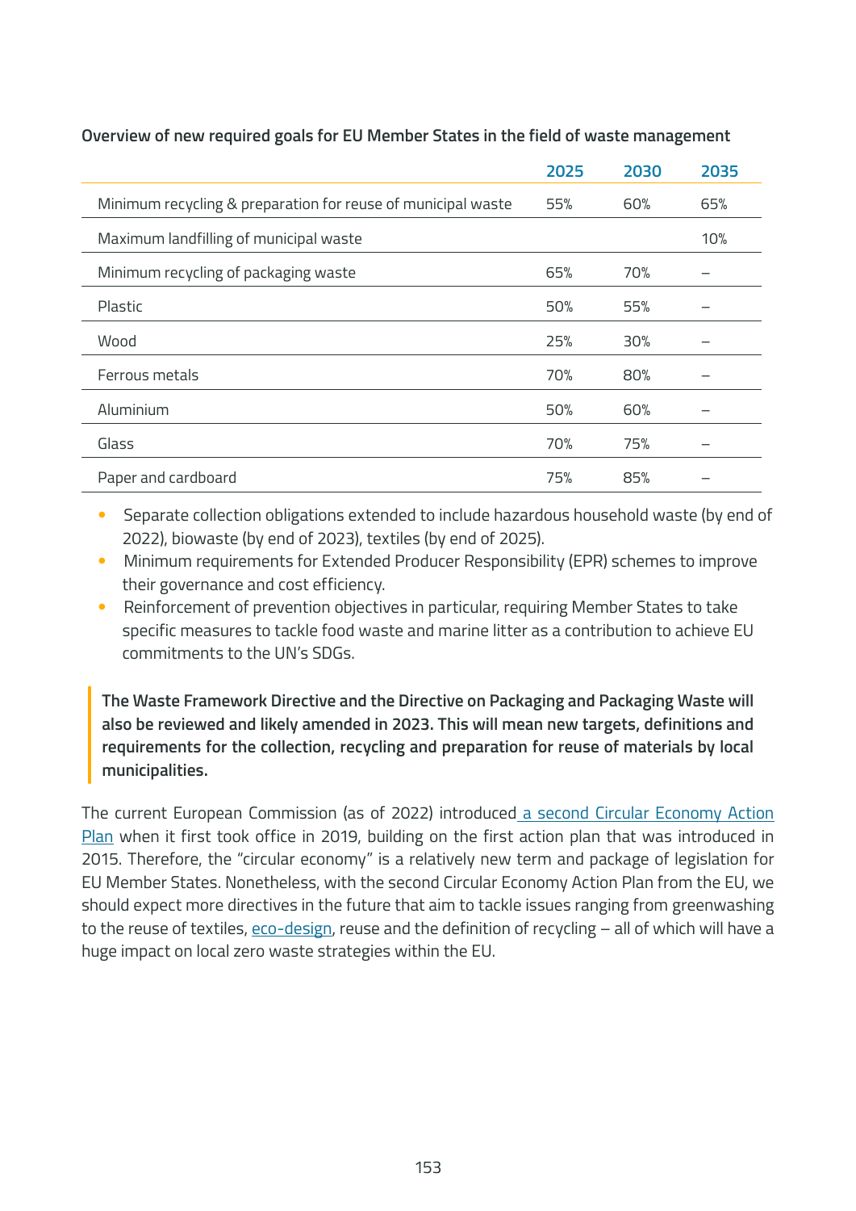**Overview of new required goals for EU Member States in the field of waste management**

| | 2025 | 2030 | 2035 |
|---|---|---|---|
| Minimum recycling & preparation for reuse of municipal waste | 55% | 60% | 65% |
| Maximum landfilling of municipal waste | | | 10% |
| Minimum recycling of packaging waste | 65% | 70% | – |
| Plastic | 50% | 55% | – |
| Wood | 25% | 30% | – |
| Ferrous metals | 70% | 80% | – |
| Aluminium | 50% | 60% | – |
| Glass | 70% | 75% | – |
| Paper and cardboard | 75% | 85% | – |

- Separate collection obligations extended to include hazardous household waste (by end of 2022), biowaste (by end of 2023), textiles (by end of 2025).
- Minimum requirements for Extended Producer Responsibility (EPR) schemes to improve their governance and cost efficiency.
- Reinforcement of prevention objectives in particular, requiring Member States to take specific measures to tackle food waste and marine litter as a contribution to achieve EU commitments to the UN's SDGs.

> **The Waste Framework Directive and the Directive on Packaging and Packaging Waste will also be reviewed and likely amended in 2023. This will mean new targets, definitions and requirements for the collection, recycling and preparation for reuse of materials by local municipalities.**

The current European Commission (as of 2022) introduced a second Circular Economy Action Plan when it first took office in 2019, building on the first action plan that was introduced in 2015. Therefore, the "circular economy" is a relatively new term and package of legislation for EU Member States. Nonetheless, with the second Circular Economy Action Plan from the EU, we should expect more directives in the future that aim to tackle issues ranging from greenwashing to the reuse of textiles, eco-design, reuse and the definition of recycling – all of which will have a huge impact on local zero waste strategies within the EU.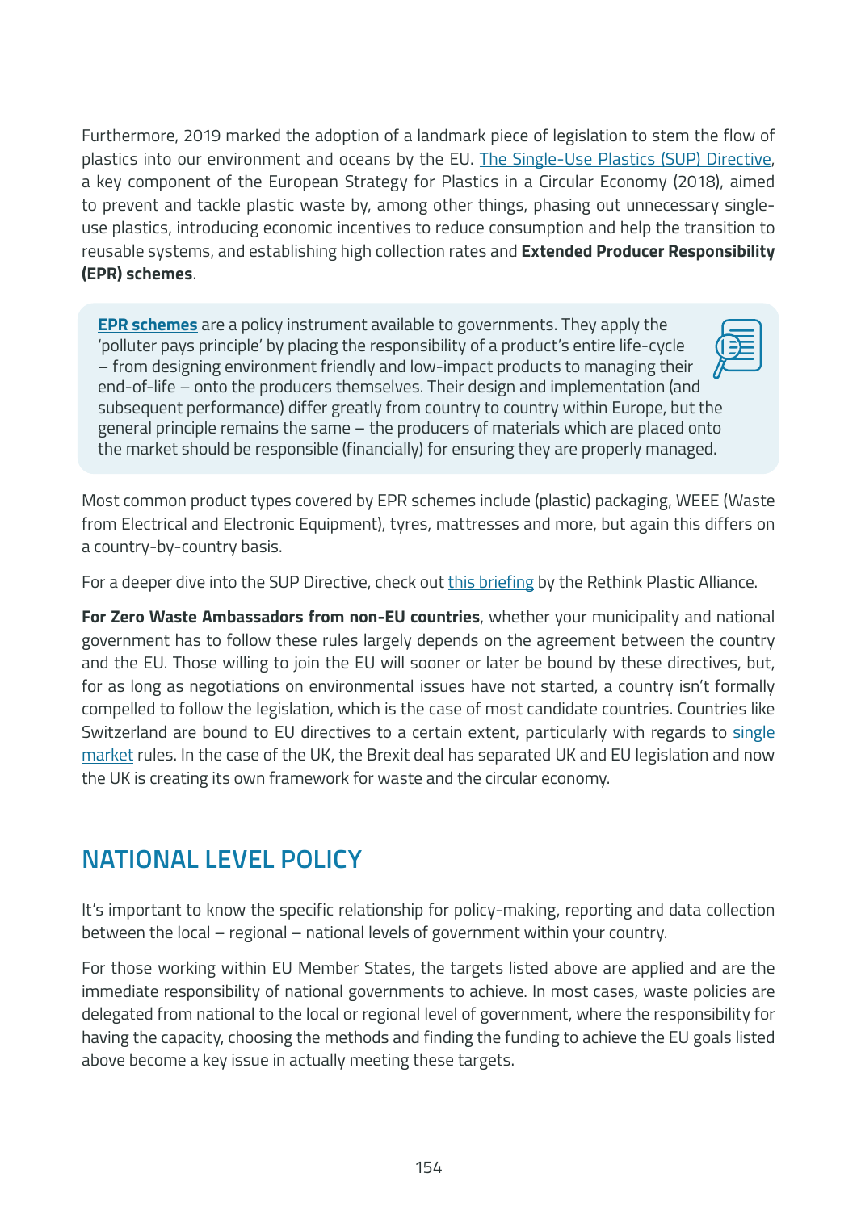Furthermore, 2019 marked the adoption of a landmark piece of legislation to stem the flow of plastics into our environment and oceans by the EU. The Single-Use Plastics (SUP) Directive, a key component of the European Strategy for Plastics in a Circular Economy (2018), aimed to prevent and tackle plastic waste by, among other things, phasing out unnecessary single-use plastics, introducing economic incentives to reduce consumption and help the transition to reusable systems, and establishing high collection rates and **Extended Producer Responsibility (EPR) schemes**.

> **EPR schemes** are a policy instrument available to governments. They apply the 'polluter pays principle' by placing the responsibility of a product's entire life-cycle – from designing environment friendly and low-impact products to managing their end-of-life – onto the producers themselves. Their design and implementation (and subsequent performance) differ greatly from country to country within Europe, but the general principle remains the same – the producers of materials which are placed onto the market should be responsible (financially) for ensuring they are properly managed.

Most common product types covered by EPR schemes include (plastic) packaging, WEEE (Waste from Electrical and Electronic Equipment), tyres, mattresses and more, but again this differs on a country-by-country basis.

For a deeper dive into the SUP Directive, check out this briefing by the Rethink Plastic Alliance.

**For Zero Waste Ambassadors from non-EU countries**, whether your municipality and national government has to follow these rules largely depends on the agreement between the country and the EU. Those willing to join the EU will sooner or later be bound by these directives, but, for as long as negotiations on environmental issues have not started, a country isn't formally compelled to follow the legislation, which is the case of most candidate countries. Countries like Switzerland are bound to EU directives to a certain extent, particularly with regards to single market rules. In the case of the UK, the Brexit deal has separated UK and EU legislation and now the UK is creating its own framework for waste and the circular economy.

## NATIONAL LEVEL POLICY

It's important to know the specific relationship for policy-making, reporting and data collection between the local – regional – national levels of government within your country.

For those working within EU Member States, the targets listed above are applied and are the immediate responsibility of national governments to achieve. In most cases, waste policies are delegated from national to the local or regional level of government, where the responsibility for having the capacity, choosing the methods and finding the funding to achieve the EU goals listed above become a key issue in actually meeting these targets.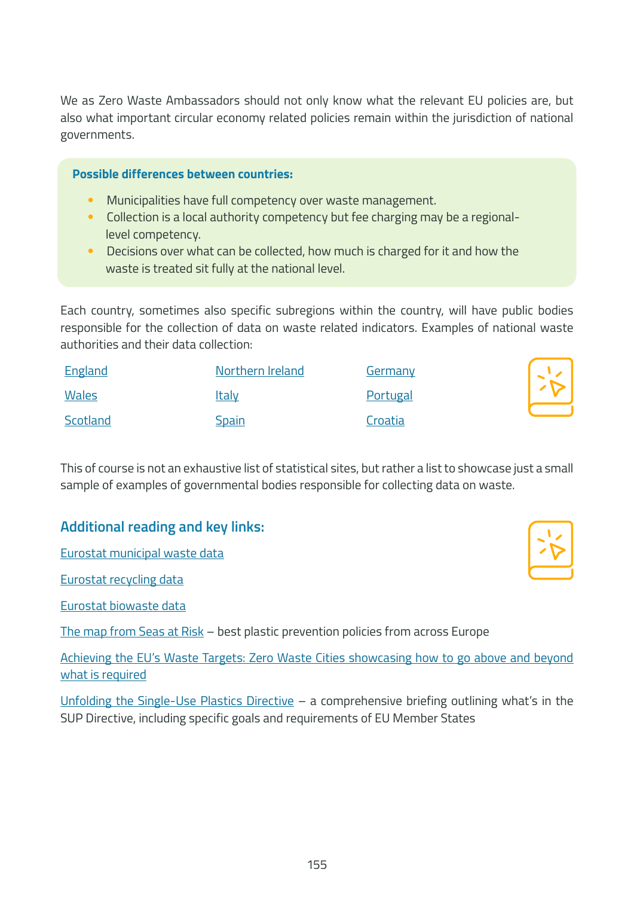We as Zero Waste Ambassadors should not only know what the relevant EU policies are, but also what important circular economy related policies remain within the jurisdiction of national governments.

**Possible differences between countries:**

- Municipalities have full competency over waste management.
- Collection is a local authority competency but fee charging may be a regional-level competency.
- Decisions over what can be collected, how much is charged for it and how the waste is treated sit fully at the national level.

Each country, sometimes also specific subregions within the country, will have public bodies responsible for the collection of data on waste related indicators. Examples of national waste authorities and their data collection:

| | | |
|---|---|---|
| England | Northern Ireland | Germany |
| Wales | Italy | Portugal |
| Scotland | Spain | Croatia |

This of course is not an exhaustive list of statistical sites, but rather a list to showcase just a small sample of examples of governmental bodies responsible for collecting data on waste.

## Additional reading and key links:

Eurostat municipal waste data

Eurostat recycling data

Eurostat biowaste data

The map from Seas at Risk – best plastic prevention policies from across Europe

Achieving the EU's Waste Targets: Zero Waste Cities showcasing how to go above and beyond what is required

Unfolding the Single-Use Plastics Directive – a comprehensive briefing outlining what's in the SUP Directive, including specific goals and requirements of EU Member States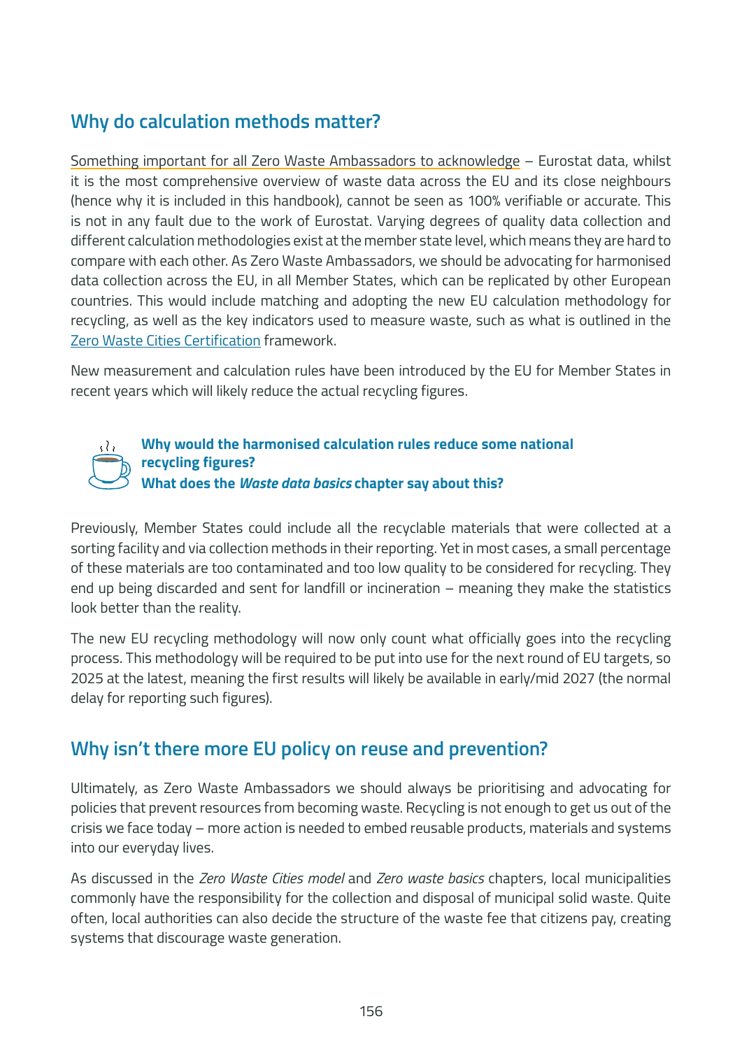## Why do calculation methods matter?

Something important for all Zero Waste Ambassadors to acknowledge – Eurostat data, whilst it is the most comprehensive overview of waste data across the EU and its close neighbours (hence why it is included in this handbook), cannot be seen as 100% verifiable or accurate. This is not in any fault due to the work of Eurostat. Varying degrees of quality data collection and different calculation methodologies exist at the member state level, which means they are hard to compare with each other. As Zero Waste Ambassadors, we should be advocating for harmonised data collection across the EU, in all Member States, which can be replicated by other European countries. This would include matching and adopting the new EU calculation methodology for recycling, as well as the key indicators used to measure waste, such as what is outlined in the Zero Waste Cities Certification framework.

New measurement and calculation rules have been introduced by the EU for Member States in recent years which will likely reduce the actual recycling figures.

**Why would the harmonised calculation rules reduce some national recycling figures?**
**What does the *Waste data basics* chapter say about this?**

Previously, Member States could include all the recyclable materials that were collected at a sorting facility and via collection methods in their reporting. Yet in most cases, a small percentage of these materials are too contaminated and too low quality to be considered for recycling. They end up being discarded and sent for landfill or incineration – meaning they make the statistics look better than the reality.

The new EU recycling methodology will now only count what officially goes into the recycling process. This methodology will be required to be put into use for the next round of EU targets, so 2025 at the latest, meaning the first results will likely be available in early/mid 2027 (the normal delay for reporting such figures).

## Why isn't there more EU policy on reuse and prevention?

Ultimately, as Zero Waste Ambassadors we should always be prioritising and advocating for policies that prevent resources from becoming waste. Recycling is not enough to get us out of the crisis we face today – more action is needed to embed reusable products, materials and systems into our everyday lives.

As discussed in the *Zero Waste Cities model* and *Zero waste basics* chapters, local municipalities commonly have the responsibility for the collection and disposal of municipal solid waste. Quite often, local authorities can also decide the structure of the waste fee that citizens pay, creating systems that discourage waste generation.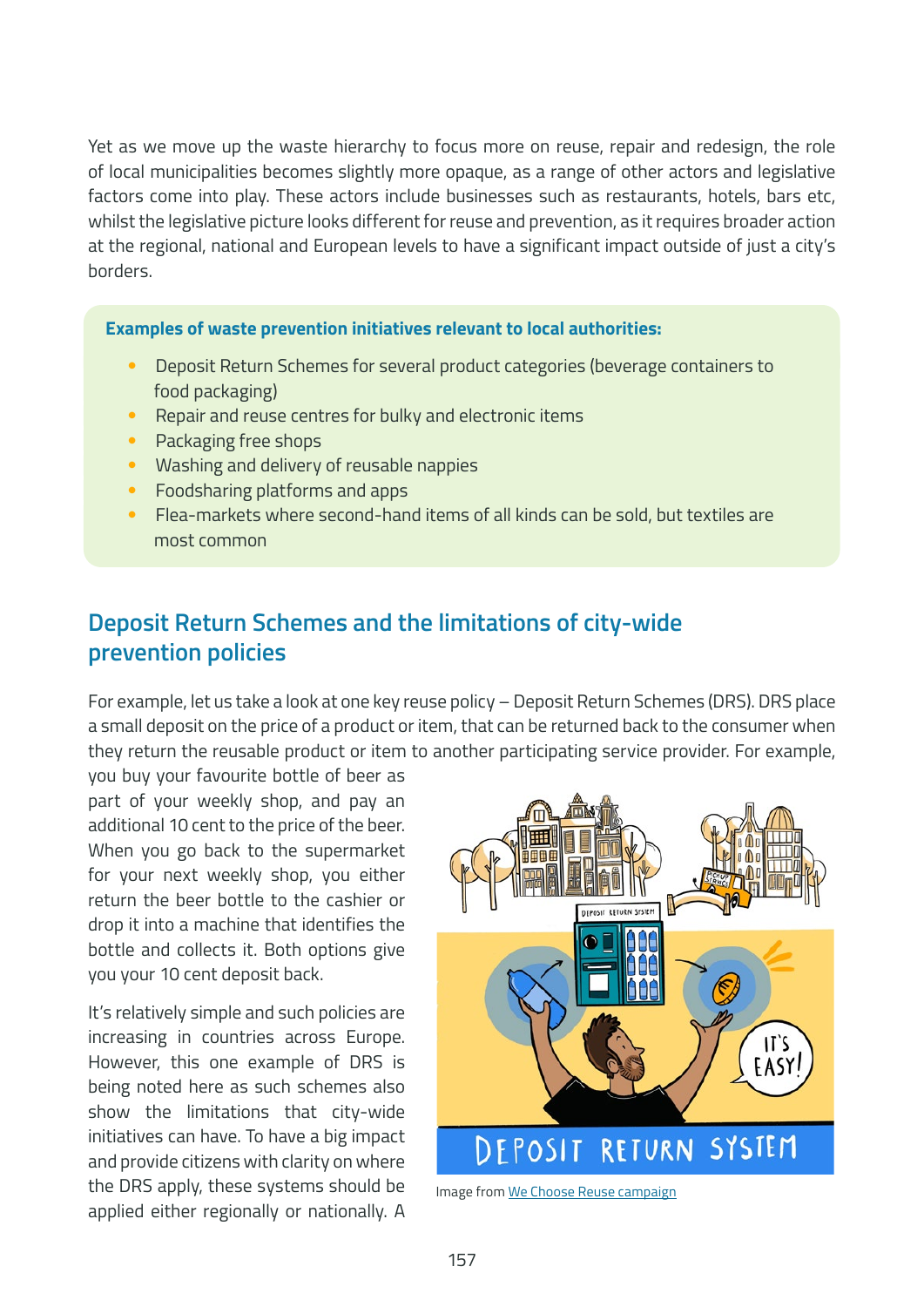Yet as we move up the waste hierarchy to focus more on reuse, repair and redesign, the role of local municipalities becomes slightly more opaque, as a range of other actors and legislative factors come into play. These actors include businesses such as restaurants, hotels, bars etc, whilst the legislative picture looks different for reuse and prevention, as it requires broader action at the regional, national and European levels to have a significant impact outside of just a city's borders.

**Examples of waste prevention initiatives relevant to local authorities:**

- Deposit Return Schemes for several product categories (beverage containers to food packaging)
- Repair and reuse centres for bulky and electronic items
- Packaging free shops
- Washing and delivery of reusable nappies
- Foodsharing platforms and apps
- Flea-markets where second-hand items of all kinds can be sold, but textiles are most common

## Deposit Return Schemes and the limitations of city-wide prevention policies

For example, let us take a look at one key reuse policy – Deposit Return Schemes (DRS). DRS place a small deposit on the price of a product or item, that can be returned back to the consumer when they return the reusable product or item to another participating service provider. For example, you buy your favourite bottle of beer as part of your weekly shop, and pay an additional 10 cent to the price of the beer. When you go back to the supermarket for your next weekly shop, you either return the beer bottle to the cashier or drop it into a machine that identifies the bottle and collects it. Both options give you your 10 cent deposit back.

It's relatively simple and such policies are increasing in countries across Europe. However, this one example of DRS is being noted here as such schemes also show the limitations that city-wide initiatives can have. To have a big impact and provide citizens with clarity on where the DRS apply, these systems should be applied either regionally or nationally. A

Image from We Choose Reuse campaign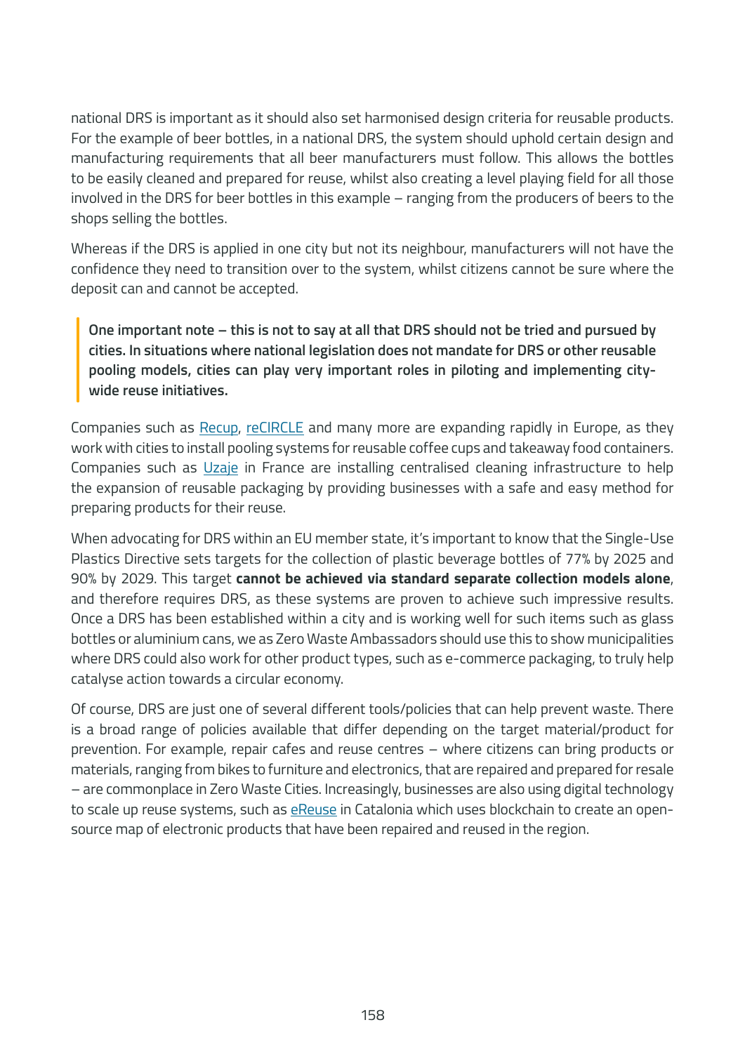national DRS is important as it should also set harmonised design criteria for reusable products. For the example of beer bottles, in a national DRS, the system should uphold certain design and manufacturing requirements that all beer manufacturers must follow. This allows the bottles to be easily cleaned and prepared for reuse, whilst also creating a level playing field for all those involved in the DRS for beer bottles in this example – ranging from the producers of beers to the shops selling the bottles.

Whereas if the DRS is applied in one city but not its neighbour, manufacturers will not have the confidence they need to transition over to the system, whilst citizens cannot be sure where the deposit can and cannot be accepted.

> **One important note – this is not to say at all that DRS should not be tried and pursued by cities. In situations where national legislation does not mandate for DRS or other reusable pooling models, cities can play very important roles in piloting and implementing city-wide reuse initiatives.**

Companies such as Recup, reCIRCLE and many more are expanding rapidly in Europe, as they work with cities to install pooling systems for reusable coffee cups and takeaway food containers. Companies such as Uzaje in France are installing centralised cleaning infrastructure to help the expansion of reusable packaging by providing businesses with a safe and easy method for preparing products for their reuse.

When advocating for DRS within an EU member state, it's important to know that the Single-Use Plastics Directive sets targets for the collection of plastic beverage bottles of 77% by 2025 and 90% by 2029. This target **cannot be achieved via standard separate collection models alone**, and therefore requires DRS, as these systems are proven to achieve such impressive results. Once a DRS has been established within a city and is working well for such items such as glass bottles or aluminium cans, we as Zero Waste Ambassadors should use this to show municipalities where DRS could also work for other product types, such as e-commerce packaging, to truly help catalyse action towards a circular economy.

Of course, DRS are just one of several different tools/policies that can help prevent waste. There is a broad range of policies available that differ depending on the target material/product for prevention. For example, repair cafes and reuse centres – where citizens can bring products or materials, ranging from bikes to furniture and electronics, that are repaired and prepared for resale – are commonplace in Zero Waste Cities. Increasingly, businesses are also using digital technology to scale up reuse systems, such as eReuse in Catalonia which uses blockchain to create an open-source map of electronic products that have been repaired and reused in the region.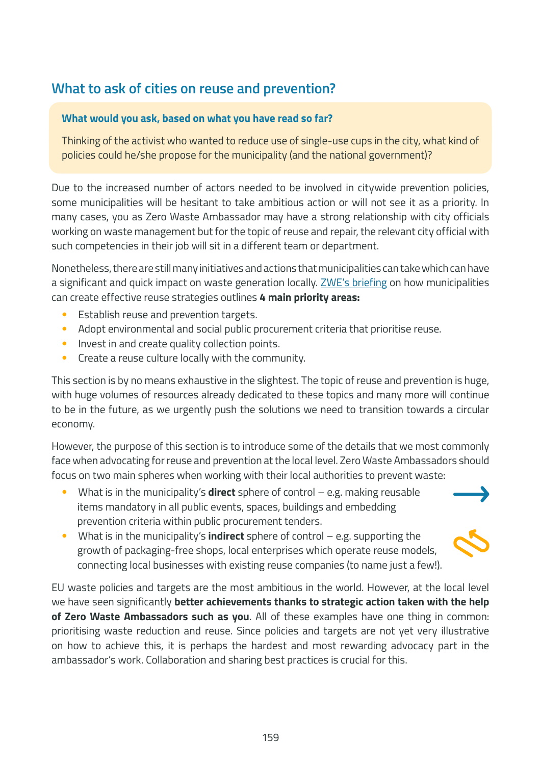## What to ask of cities on reuse and prevention?

**What would you ask, based on what you have read so far?**

Thinking of the activist who wanted to reduce use of single-use cups in the city, what kind of policies could he/she propose for the municipality (and the national government)?

Due to the increased number of actors needed to be involved in citywide prevention policies, some municipalities will be hesitant to take ambitious action or will not see it as a priority. In many cases, you as Zero Waste Ambassador may have a strong relationship with city officials working on waste management but for the topic of reuse and repair, the relevant city official with such competencies in their job will sit in a different team or department.

Nonetheless, there are still many initiatives and actions that municipalities can take which can have a significant and quick impact on waste generation locally. ZWE's briefing on how municipalities can create effective reuse strategies outlines **4 main priority areas:**

- Establish reuse and prevention targets.
- Adopt environmental and social public procurement criteria that prioritise reuse.
- Invest in and create quality collection points.
- Create a reuse culture locally with the community.

This section is by no means exhaustive in the slightest. The topic of reuse and prevention is huge, with huge volumes of resources already dedicated to these topics and many more will continue to be in the future, as we urgently push the solutions we need to transition towards a circular economy.

However, the purpose of this section is to introduce some of the details that we most commonly face when advocating for reuse and prevention at the local level. Zero Waste Ambassadors should focus on two main spheres when working with their local authorities to prevent waste:

- What is in the municipality's **direct** sphere of control – e.g. making reusable items mandatory in all public events, spaces, buildings and embedding prevention criteria within public procurement tenders.
- What is in the municipality's **indirect** sphere of control – e.g. supporting the growth of packaging-free shops, local enterprises which operate reuse models, connecting local businesses with existing reuse companies (to name just a few!).

EU waste policies and targets are the most ambitious in the world. However, at the local level we have seen significantly **better achievements thanks to strategic action taken with the help of Zero Waste Ambassadors such as you**. All of these examples have one thing in common: prioritising waste reduction and reuse. Since policies and targets are not yet very illustrative on how to achieve this, it is perhaps the hardest and most rewarding advocacy part in the ambassador's work. Collaboration and sharing best practices is crucial for this.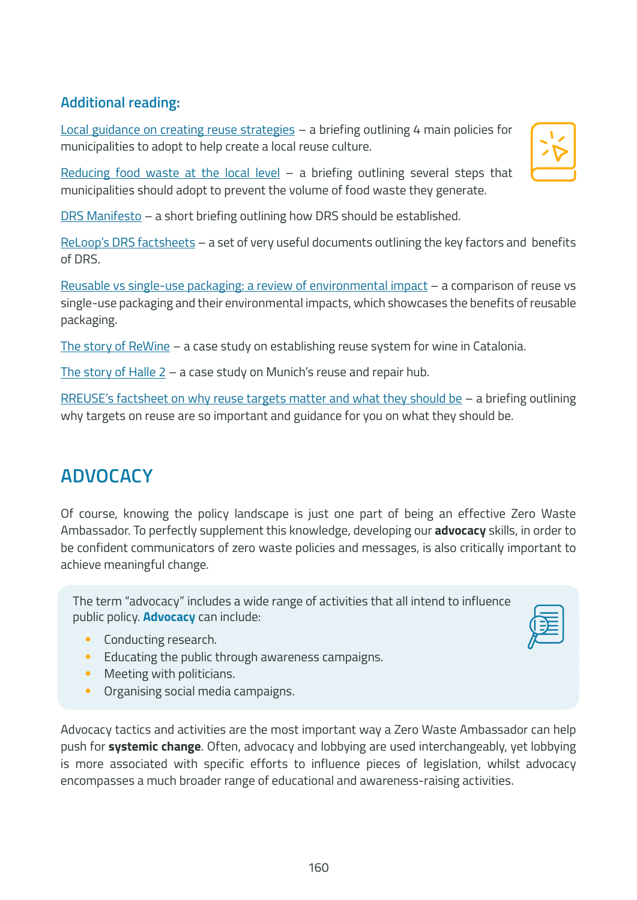### Additional reading:

Local guidance on creating reuse strategies – a briefing outlining 4 main policies for municipalities to adopt to help create a local reuse culture.

Reducing food waste at the local level – a briefing outlining several steps that municipalities should adopt to prevent the volume of food waste they generate.

DRS Manifesto – a short briefing outlining how DRS should be established.

ReLoop's DRS factsheets – a set of very useful documents outlining the key factors and benefits of DRS.

Reusable vs single-use packaging: a review of environmental impact – a comparison of reuse vs single-use packaging and their environmental impacts, which showcases the benefits of reusable packaging.

The story of ReWine – a case study on establishing reuse system for wine in Catalonia.

The story of Halle 2 – a case study on Munich's reuse and repair hub.

RREUSE's factsheet on why reuse targets matter and what they should be – a briefing outlining why targets on reuse are so important and guidance for you on what they should be.

## ADVOCACY

Of course, knowing the policy landscape is just one part of being an effective Zero Waste Ambassador. To perfectly supplement this knowledge, developing our **advocacy** skills, in order to be confident communicators of zero waste policies and messages, is also critically important to achieve meaningful change.

The term "advocacy" includes a wide range of activities that all intend to influence public policy. **Advocacy** can include:

- Conducting research.
- Educating the public through awareness campaigns.
- Meeting with politicians.
- Organising social media campaigns.

Advocacy tactics and activities are the most important way a Zero Waste Ambassador can help push for **systemic change**. Often, advocacy and lobbying are used interchangeably, yet lobbying is more associated with specific efforts to influence pieces of legislation, whilst advocacy encompasses a much broader range of educational and awareness-raising activities.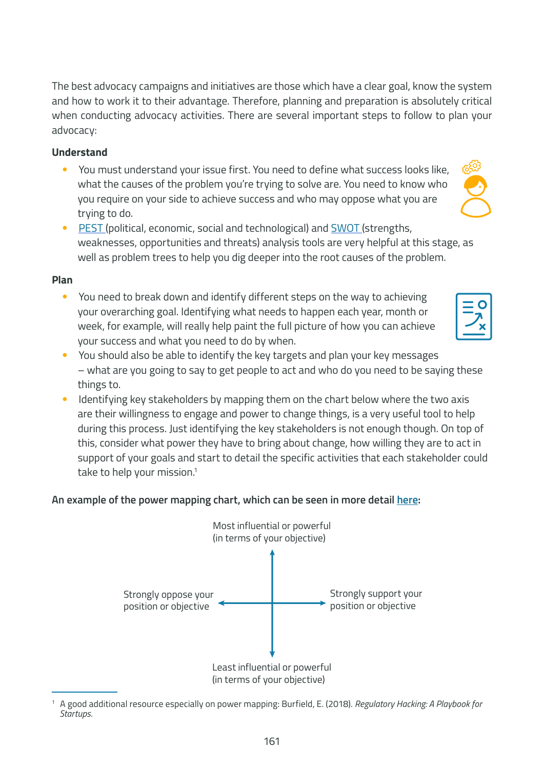The best advocacy campaigns and initiatives are those which have a clear goal, know the system and how to work it to their advantage. Therefore, planning and preparation is absolutely critical when conducting advocacy activities. There are several important steps to follow to plan your advocacy:

**Understand**

- You must understand your issue first. You need to define what success looks like, what the causes of the problem you're trying to solve are. You need to know who you require on your side to achieve success and who may oppose what you are trying to do.
- PEST (political, economic, social and technological) and SWOT (strengths, weaknesses, opportunities and threats) analysis tools are very helpful at this stage, as well as problem trees to help you dig deeper into the root causes of the problem.

**Plan**

- You need to break down and identify different steps on the way to achieving your overarching goal. Identifying what needs to happen each year, month or week, for example, will really help paint the full picture of how you can achieve your success and what you need to do by when.
- You should also be able to identify the key targets and plan your key messages – what are you going to say to get people to act and who do you need to be saying these things to.
- Identifying key stakeholders by mapping them on the chart below where the two axis are their willingness to engage and power to change things, is a very useful tool to help during this process. Just identifying the key stakeholders is not enough though. On top of this, consider what power they have to bring about change, how willing they are to act in support of your goals and start to detail the specific activities that each stakeholder could take to help your mission.[1]

**An example of the power mapping chart, which can be seen in more detail here:**

Most influential or powerful (in terms of your objective)

Strongly oppose your position or objective

Strongly support your position or objective

Least influential or powerful (in terms of your objective)

[1] A good additional resource especially on power mapping: Burfield, E. (2018). *Regulatory Hacking: A Playbook for Startups.*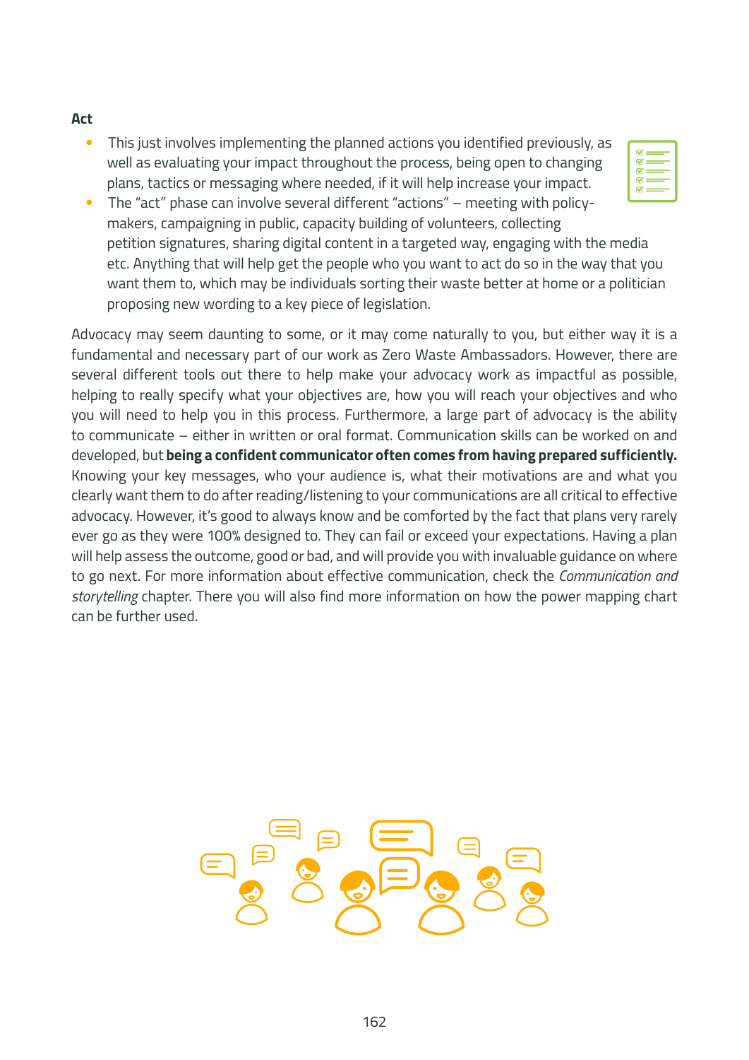**Act**

- This just involves implementing the planned actions you identified previously, as well as evaluating your impact throughout the process, being open to changing plans, tactics or messaging where needed, if it will help increase your impact.
- The "act" phase can involve several different "actions" – meeting with policy-makers, campaigning in public, capacity building of volunteers, collecting petition signatures, sharing digital content in a targeted way, engaging with the media etc. Anything that will help get the people who you want to act do so in the way that you want them to, which may be individuals sorting their waste better at home or a politician proposing new wording to a key piece of legislation.

Advocacy may seem daunting to some, or it may come naturally to you, but either way it is a fundamental and necessary part of our work as Zero Waste Ambassadors. However, there are several different tools out there to help make your advocacy work as impactful as possible, helping to really specify what your objectives are, how you will reach your objectives and who you will need to help you in this process. Furthermore, a large part of advocacy is the ability to communicate – either in written or oral format. Communication skills can be worked on and developed, but **being a confident communicator often comes from having prepared sufficiently.** Knowing your key messages, who your audience is, what their motivations are and what you clearly want them to do after reading/listening to your communications are all critical to effective advocacy. However, it's good to always know and be comforted by the fact that plans very rarely ever go as they were 100% designed to. They can fail or exceed your expectations. Having a plan will help assess the outcome, good or bad, and will provide you with invaluable guidance on where to go next. For more information about effective communication, check the *Communication and storytelling* chapter. There you will also find more information on how the power mapping chart can be further used.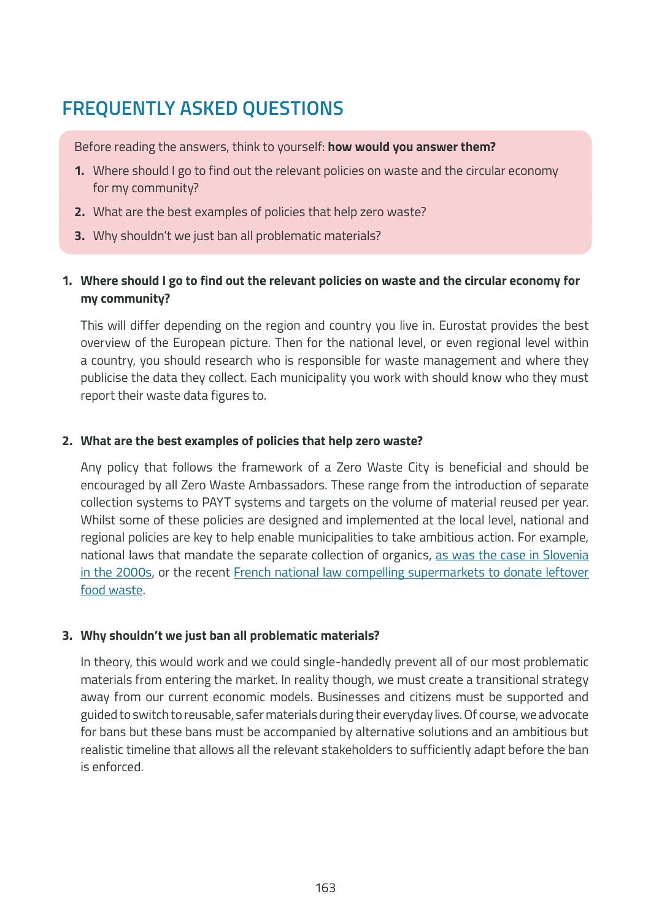# FREQUENTLY ASKED QUESTIONS

Before reading the answers, think to yourself: **how would you answer them?**

1. Where should I go to find out the relevant policies on waste and the circular economy for my community?
2. What are the best examples of policies that help zero waste?
3. Why shouldn't we just ban all problematic materials?

1. **Where should I go to find out the relevant policies on waste and the circular economy for my community?**

   This will differ depending on the region and country you live in. Eurostat provides the best overview of the European picture. Then for the national level, or even regional level within a country, you should research who is responsible for waste management and where they publicise the data they collect. Each municipality you work with should know who they must report their waste data figures to.

2. **What are the best examples of policies that help zero waste?**

   Any policy that follows the framework of a Zero Waste City is beneficial and should be encouraged by all Zero Waste Ambassadors. These range from the introduction of separate collection systems to PAYT systems and targets on the volume of material reused per year. Whilst some of these policies are designed and implemented at the local level, national and regional policies are key to help enable municipalities to take ambitious action. For example, national laws that mandate the separate collection of organics, as was the case in Slovenia in the 2000s, or the recent French national law compelling supermarkets to donate leftover food waste.

3. **Why shouldn't we just ban all problematic materials?**

   In theory, this would work and we could single-handedly prevent all of our most problematic materials from entering the market. In reality though, we must create a transitional strategy away from our current economic models. Businesses and citizens must be supported and guided to switch to reusable, safer materials during their everyday lives. Of course, we advocate for bans but these bans must be accompanied by alternative solutions and an ambitious but realistic timeline that allows all the relevant stakeholders to sufficiently adapt before the ban is enforced.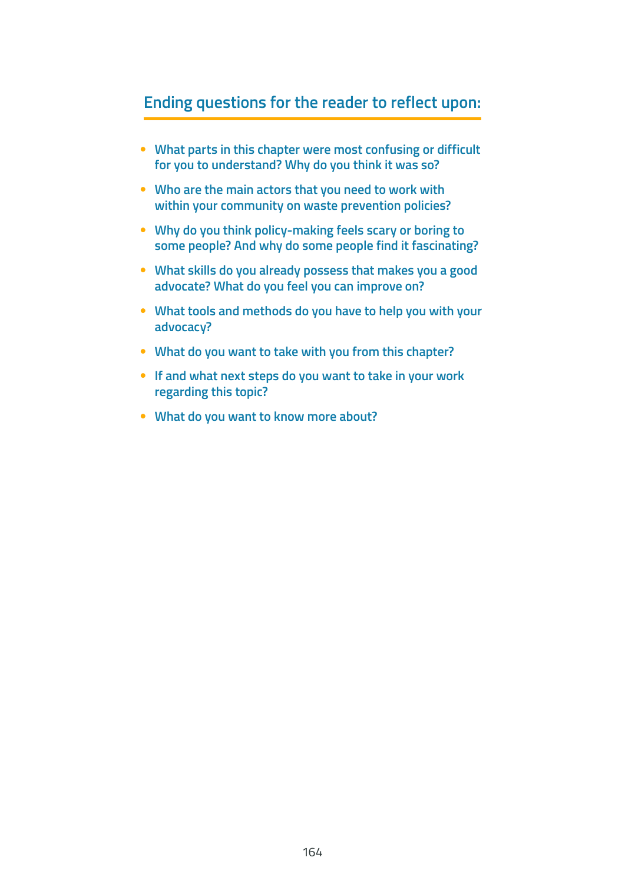## Ending questions for the reader to reflect upon:

- What parts in this chapter were most confusing or difficult for you to understand? Why do you think it was so?
- Who are the main actors that you need to work with within your community on waste prevention policies?
- Why do you think policy-making feels scary or boring to some people? And why do some people find it fascinating?
- What skills do you already possess that makes you a good advocate? What do you feel you can improve on?
- What tools and methods do you have to help you with your advocacy?
- What do you want to take with you from this chapter?
- If and what next steps do you want to take in your work regarding this topic?
- What do you want to know more about?